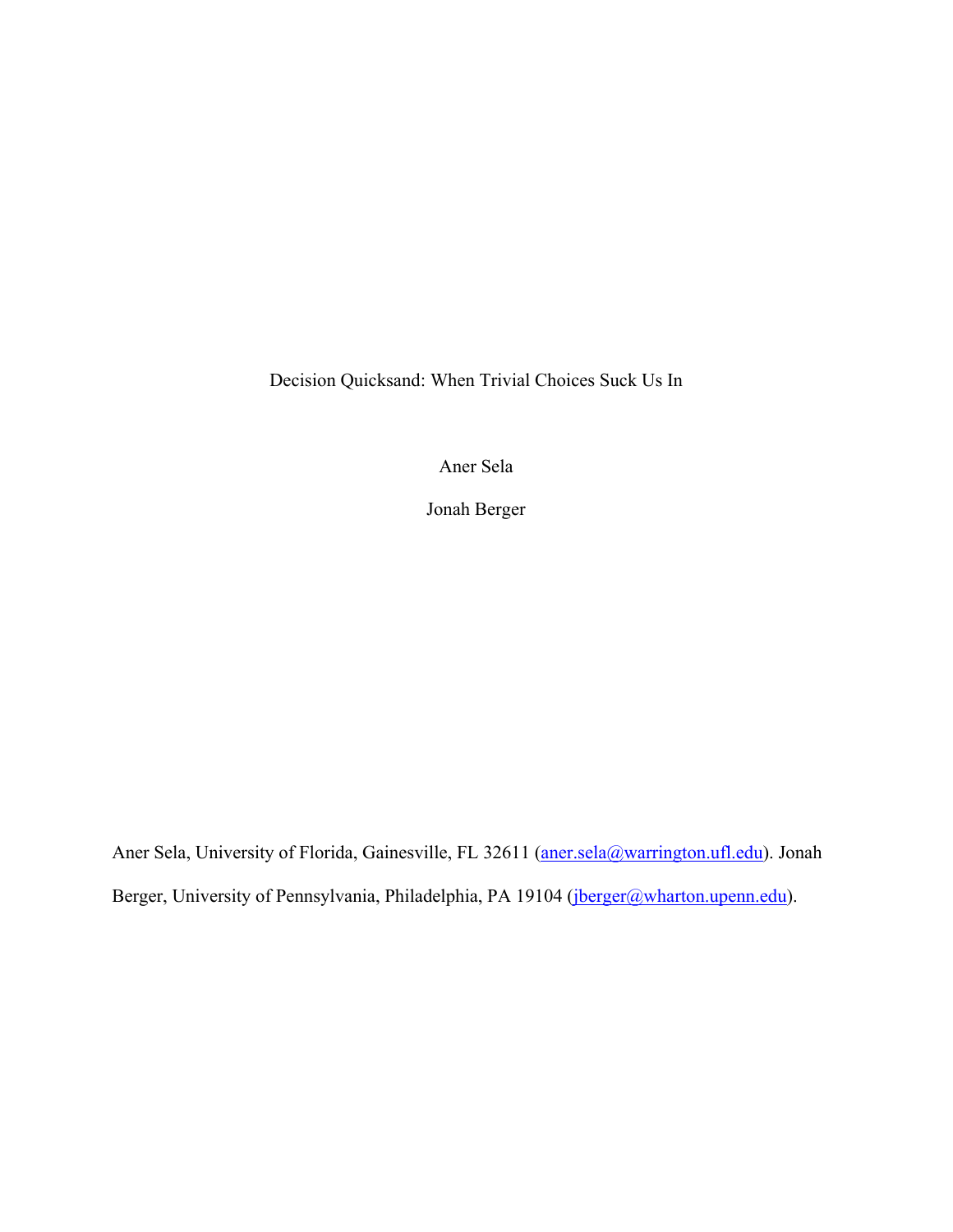# Decision Quicksand: When Trivial Choices Suck Us In

Aner Sela

Jonah Berger

Aner Sela, University of Florida, Gainesville, FL 32611 (aner.sela@warrington.ufl.edu). Jonah Berger, University of Pennsylvania, Philadelphia, PA 19104 (jberger@wharton.upenn.edu).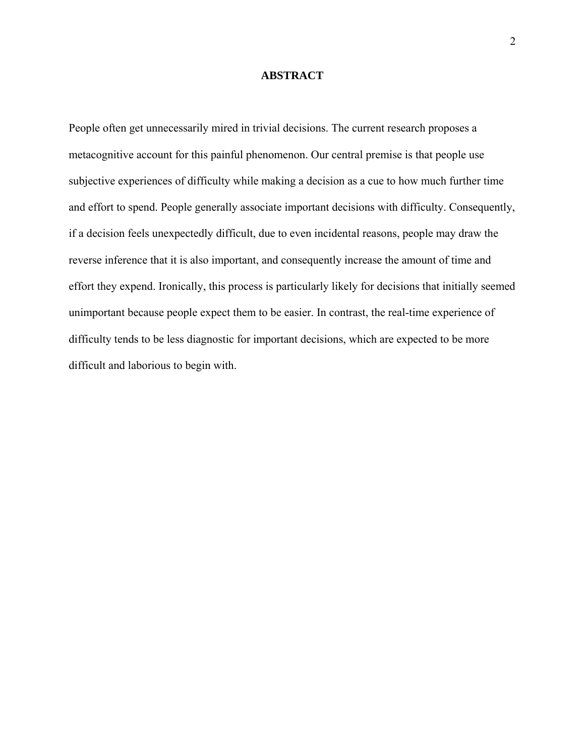# ABSTRACT

People often get unnecessarily mired in trivial decisions. The current research proposes a metacognitive account for this painful phenomenon. Our central premise is that people use subjective experiences of difficulty while making a decision as a cue to how much further time and effort to spend. People generally associate important decisions with difficulty. Consequently, if a decision feels unexpectedly difficult, due to even incidental reasons, people may draw the reverse inference that it is also important, and consequently increase the amount of time and effort they expend. Ironically, this process is particularly likely for decisions that initially seemed unimportant because people expect them to be easier. In contrast, the real-time experience of difficulty tends to be less diagnostic for important decisions, which are expected to be more difficult and laborious to begin with.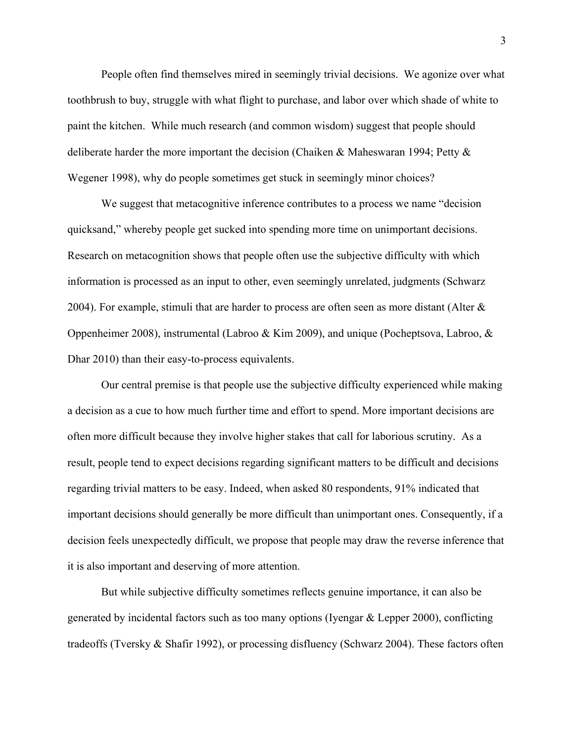People often find themselves mired in seemingly trivial decisions. We agonize over what toothbrush to buy, struggle with what flight to purchase, and labor over which shade of white to paint the kitchen. While much research (and common wisdom) suggest that people should deliberate harder the more important the decision (Chaiken & Maheswaran 1994; Petty & Wegener 1998), why do people sometimes get stuck in seemingly minor choices?

We suggest that metacognitive inference contributes to a process we name "decision quicksand," whereby people get sucked into spending more time on unimportant decisions. Research on metacognition shows that people often use the subjective difficulty with which information is processed as an input to other, even seemingly unrelated, judgments (Schwarz 2004). For example, stimuli that are harder to process are often seen as more distant (Alter & Oppenheimer 2008), instrumental (Labroo & Kim 2009), and unique (Pocheptsova, Labroo, & Dhar 2010) than their easy-to-process equivalents.

Our central premise is that people use the subjective difficulty experienced while making a decision as a cue to how much further time and effort to spend. More important decisions are often more difficult because they involve higher stakes that call for laborious scrutiny. As a result, people tend to expect decisions regarding significant matters to be difficult and decisions regarding trivial matters to be easy. Indeed, when asked 80 respondents, 91% indicated that important decisions should generally be more difficult than unimportant ones. Consequently, if a decision feels unexpectedly difficult, we propose that people may draw the reverse inference that it is also important and deserving of more attention.

But while subjective difficulty sometimes reflects genuine importance, it can also be generated by incidental factors such as too many options (Iyengar & Lepper 2000), conflicting tradeoffs (Tversky & Shafir 1992), or processing disfluency (Schwarz 2004). These factors often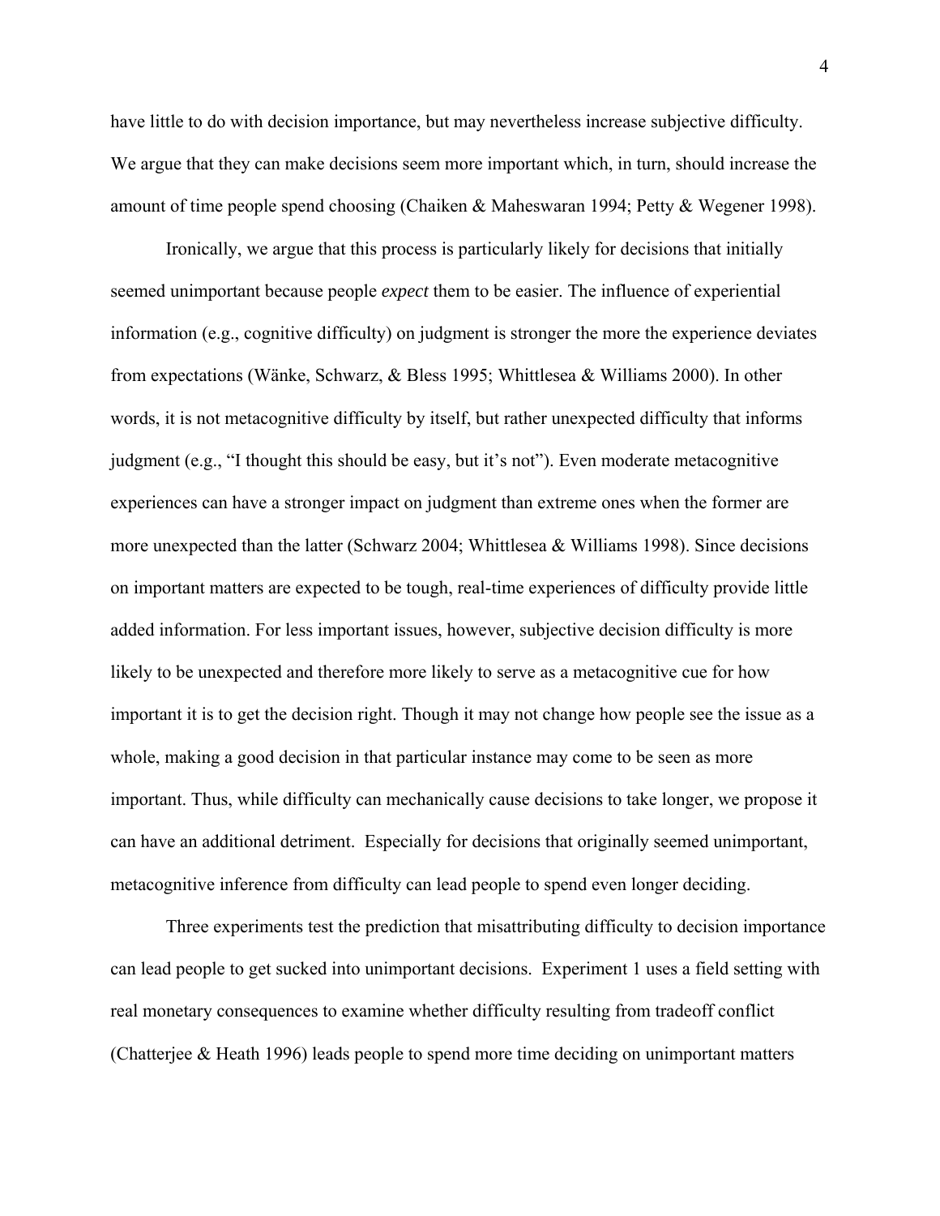have little to do with decision importance, but may nevertheless increase subjective difficulty. We argue that they can make decisions seem more important which, in turn, should increase the amount of time people spend choosing (Chaiken & Maheswaran 1994; Petty & Wegener 1998).

Ironically, we argue that this process is particularly likely for decisions that initially seemed unimportant because people *expect* them to be easier. The influence of experiential information (e.g., cognitive difficulty) on judgment is stronger the more the experience deviates from expectations (Wänke, Schwarz, & Bless 1995; Whittlesea & Williams 2000). In other words, it is not metacognitive difficulty by itself, but rather unexpected difficulty that informs judgment (e.g., "I thought this should be easy, but it's not"). Even moderate metacognitive experiences can have a stronger impact on judgment than extreme ones when the former are more unexpected than the latter (Schwarz 2004; Whittlesea & Williams 1998). Since decisions on important matters are expected to be tough, real-time experiences of difficulty provide little added information. For less important issues, however, subjective decision difficulty is more likely to be unexpected and therefore more likely to serve as a metacognitive cue for how important it is to get the decision right. Though it may not change how people see the issue as a whole, making a good decision in that particular instance may come to be seen as more important. Thus, while difficulty can mechanically cause decisions to take longer, we propose it can have an additional detriment. Especially for decisions that originally seemed unimportant, metacognitive inference from difficulty can lead people to spend even longer deciding.

Three experiments test the prediction that misattributing difficulty to decision importance can lead people to get sucked into unimportant decisions. Experiment 1 uses a field setting with real monetary consequences to examine whether difficulty resulting from tradeoff conflict (Chatterjee & Heath 1996) leads people to spend more time deciding on unimportant matters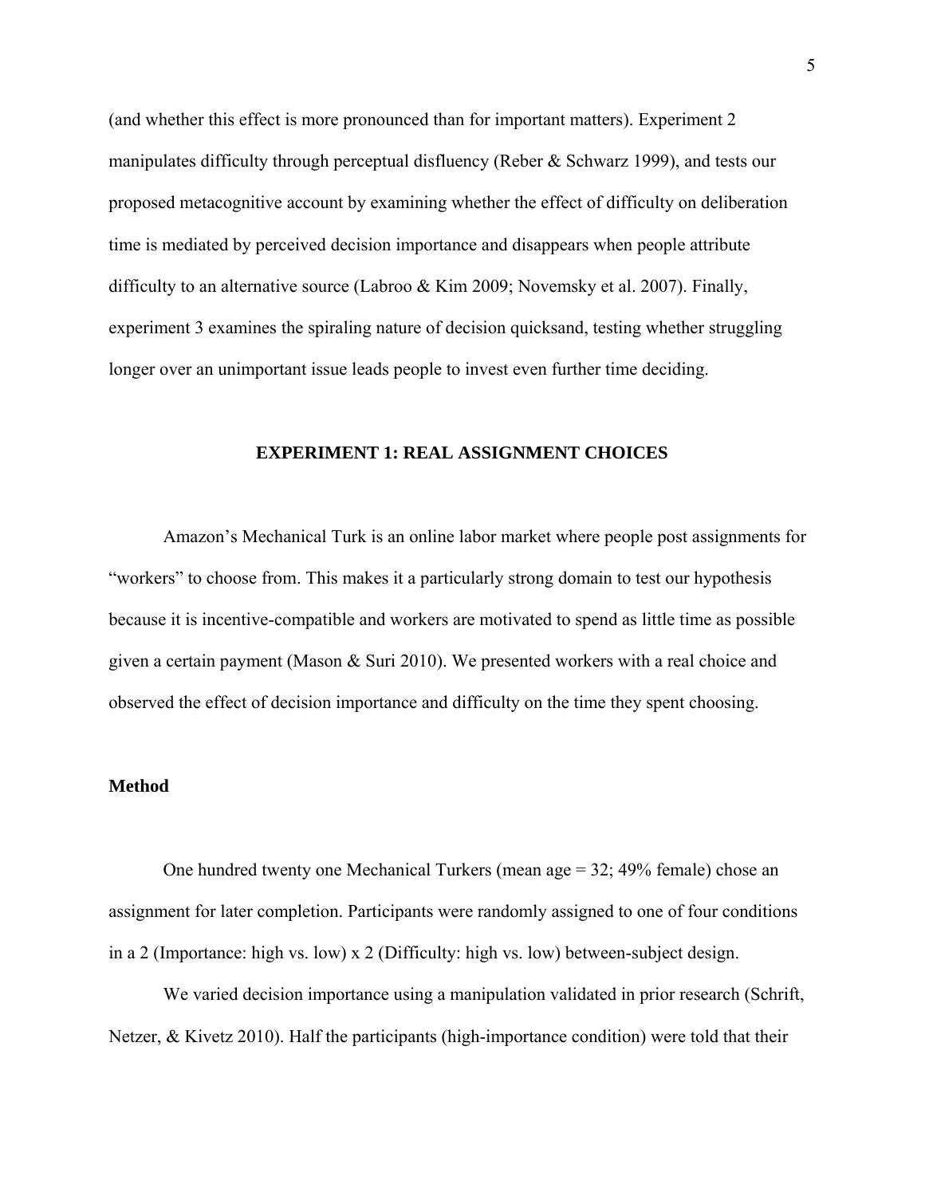(and whether this effect is more pronounced than for important matters). Experiment 2 manipulates difficulty through perceptual disfluency (Reber & Schwarz 1999), and tests our proposed metacognitive account by examining whether the effect of difficulty on deliberation time is mediated by perceived decision importance and disappears when people attribute difficulty to an alternative source (Labroo & Kim 2009; Novemsky et al. 2007). Finally, experiment 3 examines the spiraling nature of decision quicksand, testing whether struggling longer over an unimportant issue leads people to invest even further time deciding.

## EXPERIMENT 1: REAL ASSIGNMENT CHOICES

Amazon's Mechanical Turk is an online labor market where people post assignments for "workers" to choose from. This makes it a particularly strong domain to test our hypothesis because it is incentive-compatible and workers are motivated to spend as little time as possible given a certain payment (Mason & Suri 2010). We presented workers with a real choice and observed the effect of decision importance and difficulty on the time they spent choosing.

### Method

One hundred twenty one Mechanical Turkers (mean age = 32; 49% female) chose an assignment for later completion. Participants were randomly assigned to one of four conditions in a 2 (Importance: high vs. low) x 2 (Difficulty: high vs. low) between-subject design.

We varied decision importance using a manipulation validated in prior research (Schrift, Netzer, & Kivetz 2010). Half the participants (high-importance condition) were told that their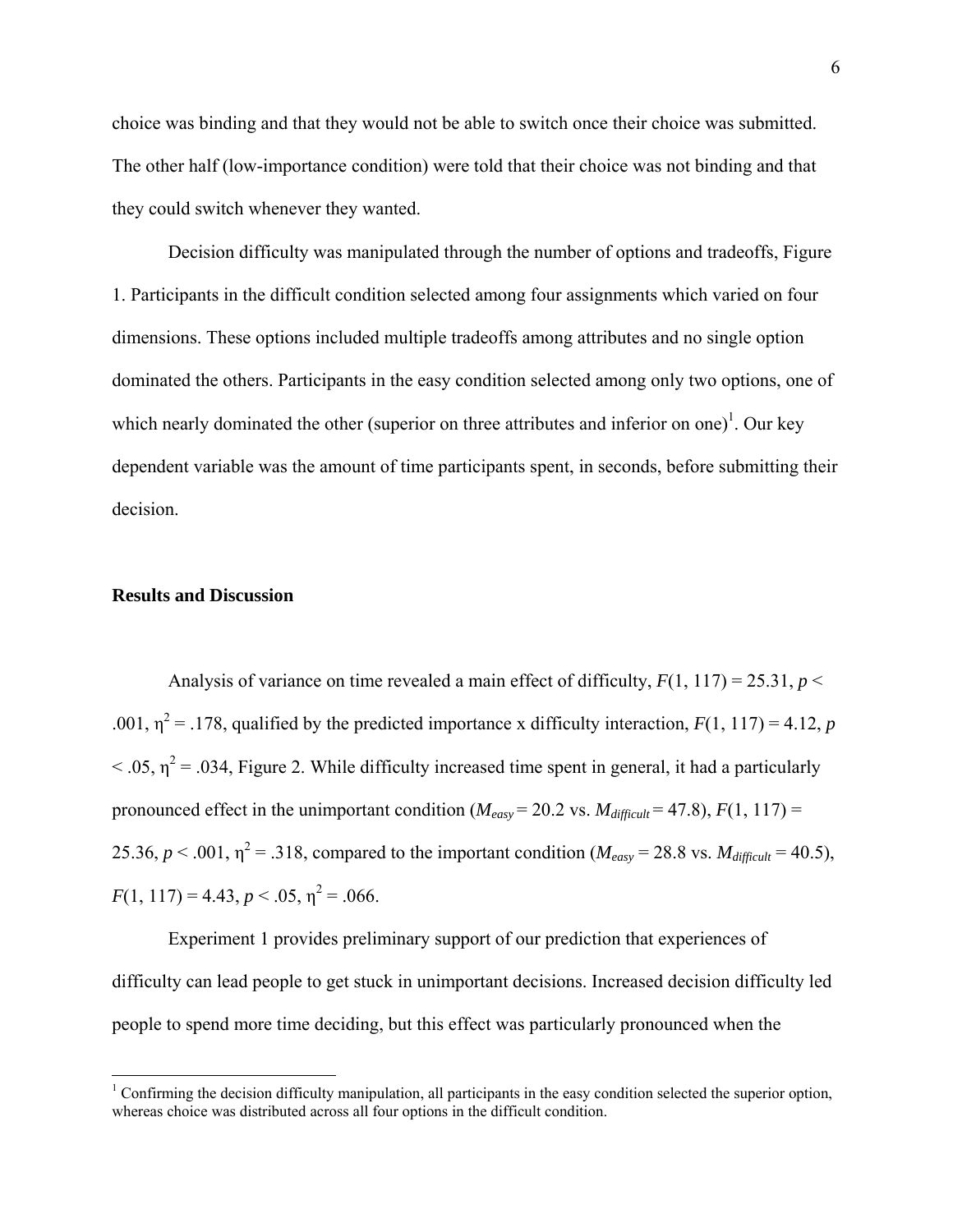choice was binding and that they would not be able to switch once their choice was submitted. The other half (low-importance condition) were told that their choice was not binding and that they could switch whenever they wanted.

Decision difficulty was manipulated through the number of options and tradeoffs, Figure 1. Participants in the difficult condition selected among four assignments which varied on four dimensions. These options included multiple tradeoffs among attributes and no single option dominated the others. Participants in the easy condition selected among only two options, one of which nearly dominated the other (superior on three attributes and inferior on one)[1]. Our key dependent variable was the amount of time participants spent, in seconds, before submitting their decision.

**Results and Discussion**

Analysis of variance on time revealed a main effect of difficulty, $F(1, 117) = 25.31$, $p < .001$, $\eta^2 = .178$, qualified by the predicted importance x difficulty interaction, $F(1, 117) = 4.12$, $p < .05$, $\eta^2 = .034$, Figure 2. While difficulty increased time spent in general, it had a particularly pronounced effect in the unimportant condition ($M_{easy} = 20.2$ vs. $M_{difficult} = 47.8$), $F(1, 117) = 25.36$, $p < .001$, $\eta^2 = .318$, compared to the important condition ($M_{easy} = 28.8$ vs. $M_{difficult} = 40.5$), $F(1, 117) = 4.43$, $p < .05$, $\eta^2 = .066$.

Experiment 1 provides preliminary support of our prediction that experiences of difficulty can lead people to get stuck in unimportant decisions. Increased decision difficulty led people to spend more time deciding, but this effect was particularly pronounced when the

[1] Confirming the decision difficulty manipulation, all participants in the easy condition selected the superior option, whereas choice was distributed across all four options in the difficult condition.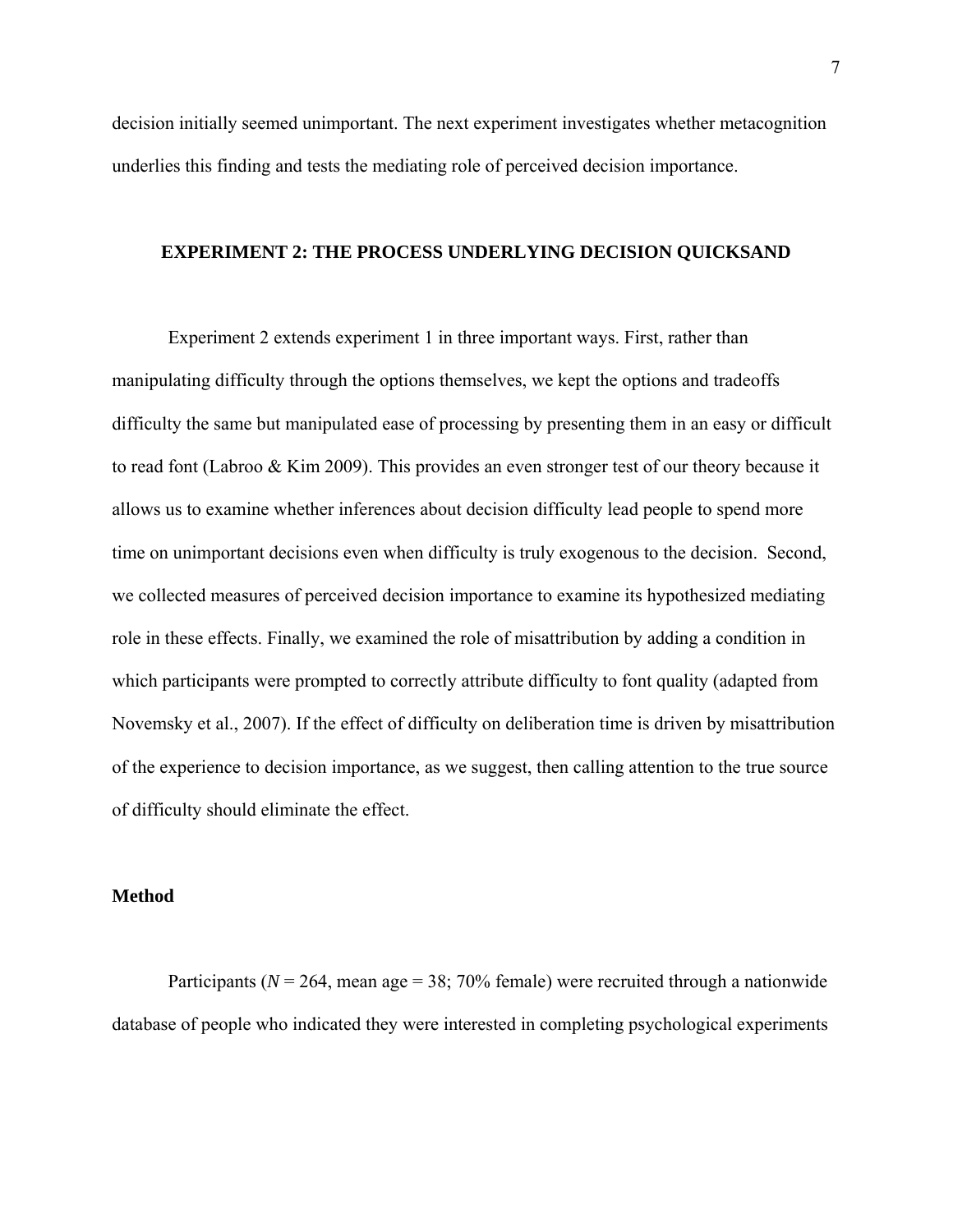decision initially seemed unimportant. The next experiment investigates whether metacognition underlies this finding and tests the mediating role of perceived decision importance.

## EXPERIMENT 2: THE PROCESS UNDERLYING DECISION QUICKSAND

Experiment 2 extends experiment 1 in three important ways. First, rather than manipulating difficulty through the options themselves, we kept the options and tradeoffs difficulty the same but manipulated ease of processing by presenting them in an easy or difficult to read font (Labroo & Kim 2009). This provides an even stronger test of our theory because it allows us to examine whether inferences about decision difficulty lead people to spend more time on unimportant decisions even when difficulty is truly exogenous to the decision. Second, we collected measures of perceived decision importance to examine its hypothesized mediating role in these effects. Finally, we examined the role of misattribution by adding a condition in which participants were prompted to correctly attribute difficulty to font quality (adapted from Novemsky et al., 2007). If the effect of difficulty on deliberation time is driven by misattribution of the experience to decision importance, as we suggest, then calling attention to the true source of difficulty should eliminate the effect.

### Method

Participants ($N$ = 264, mean age = 38; 70% female) were recruited through a nationwide database of people who indicated they were interested in completing psychological experiments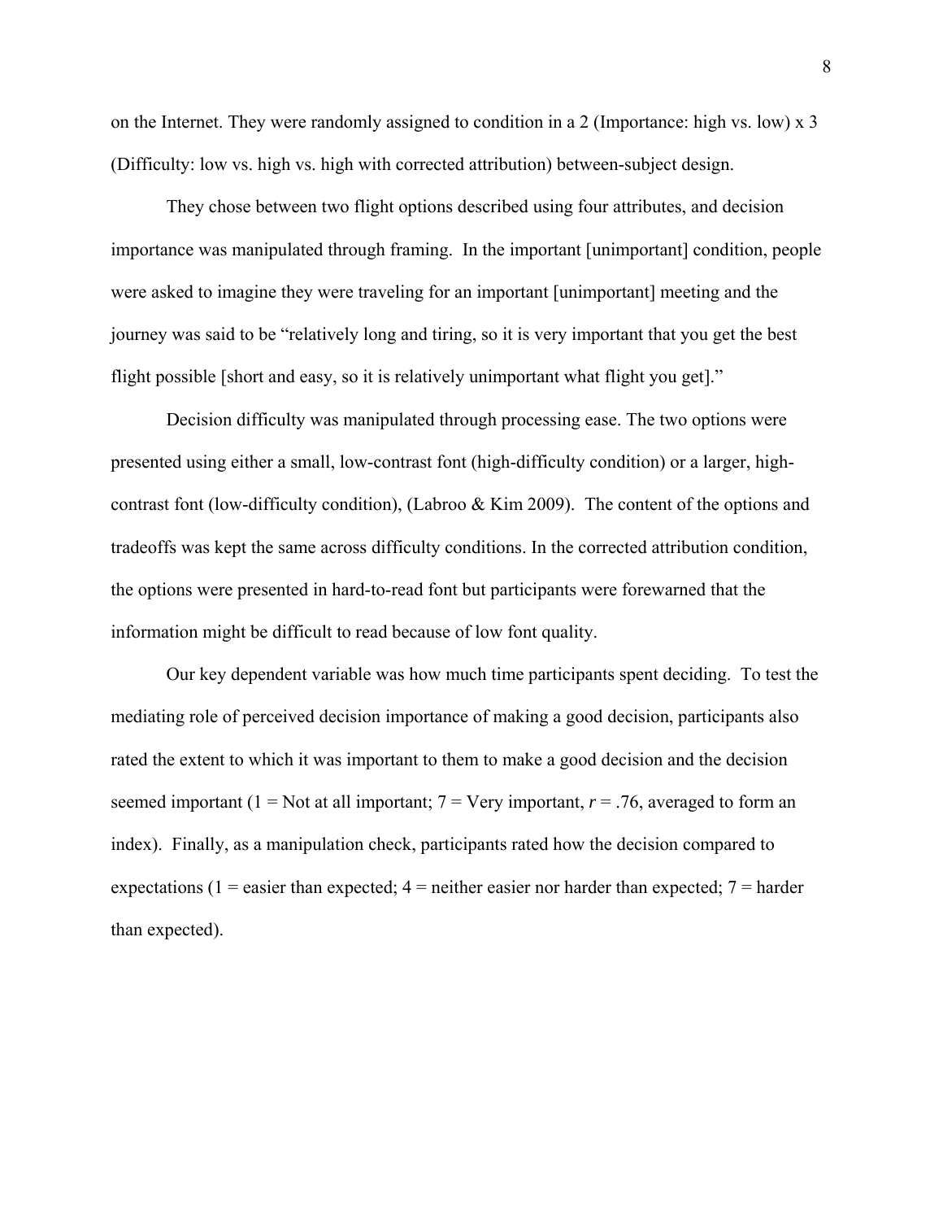on the Internet. They were randomly assigned to condition in a 2 (Importance: high vs. low) x 3 (Difficulty: low vs. high vs. high with corrected attribution) between-subject design.

They chose between two flight options described using four attributes, and decision importance was manipulated through framing. In the important [unimportant] condition, people were asked to imagine they were traveling for an important [unimportant] meeting and the journey was said to be "relatively long and tiring, so it is very important that you get the best flight possible [short and easy, so it is relatively unimportant what flight you get]."

Decision difficulty was manipulated through processing ease. The two options were presented using either a small, low-contrast font (high-difficulty condition) or a larger, high-contrast font (low-difficulty condition), (Labroo & Kim 2009). The content of the options and tradeoffs was kept the same across difficulty conditions. In the corrected attribution condition, the options were presented in hard-to-read font but participants were forewarned that the information might be difficult to read because of low font quality.

Our key dependent variable was how much time participants spent deciding. To test the mediating role of perceived decision importance of making a good decision, participants also rated the extent to which it was important to them to make a good decision and the decision seemed important (1 = Not at all important; 7 = Very important, $r = .76$, averaged to form an index). Finally, as a manipulation check, participants rated how the decision compared to expectations (1 = easier than expected; 4 = neither easier nor harder than expected; 7 = harder than expected).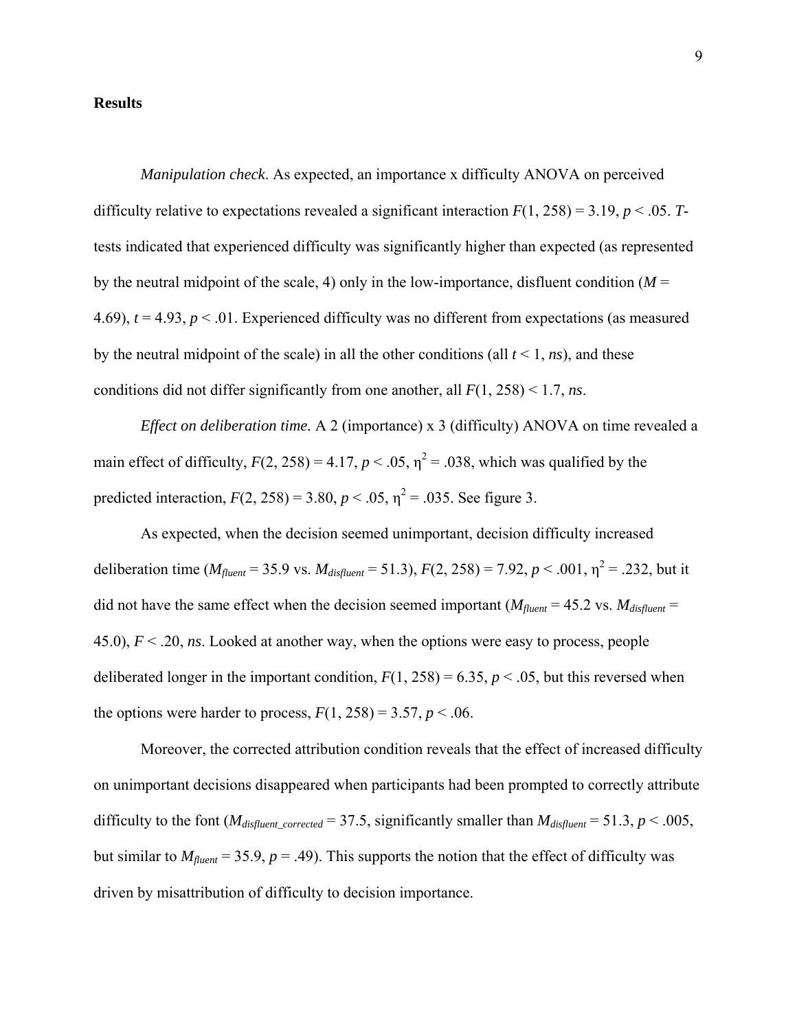## Results

*Manipulation check*. As expected, an importance x difficulty ANOVA on perceived difficulty relative to expectations revealed a significant interaction $F(1, 258) = 3.19$, $p < .05$. *T*-tests indicated that experienced difficulty was significantly higher than expected (as represented by the neutral midpoint of the scale, 4) only in the low-importance, disfluent condition ($M = 4.69$), $t = 4.93$, $p < .01$. Experienced difficulty was no different from expectations (as measured by the neutral midpoint of the scale) in all the other conditions (all $t < 1$, *ns*), and these conditions did not differ significantly from one another, all $F(1, 258) < 1.7$, *ns*.

*Effect on deliberation time.* A 2 (importance) x 3 (difficulty) ANOVA on time revealed a main effect of difficulty, $F(2, 258) = 4.17$, $p < .05$, $\eta^2 = .038$, which was qualified by the predicted interaction, $F(2, 258) = 3.80$, $p < .05$, $\eta^2 = .035$. See figure 3.

As expected, when the decision seemed unimportant, decision difficulty increased deliberation time ($M_{fluent} = 35.9$ vs. $M_{disfluent} = 51.3$), $F(2, 258) = 7.92$, $p < .001$, $\eta^2 = .232$, but it did not have the same effect when the decision seemed important ($M_{fluent} = 45.2$ vs. $M_{disfluent} = 45.0$), $F < .20$, *ns*. Looked at another way, when the options were easy to process, people deliberated longer in the important condition, $F(1, 258) = 6.35$, $p < .05$, but this reversed when the options were harder to process, $F(1, 258) = 3.57$, $p < .06$.

Moreover, the corrected attribution condition reveals that the effect of increased difficulty on unimportant decisions disappeared when participants had been prompted to correctly attribute difficulty to the font ($M_{disfluent\_corrected} = 37.5$, significantly smaller than $M_{disfluent} = 51.3$, $p < .005$, but similar to $M_{fluent} = 35.9$, $p = .49$). This supports the notion that the effect of difficulty was driven by misattribution of difficulty to decision importance.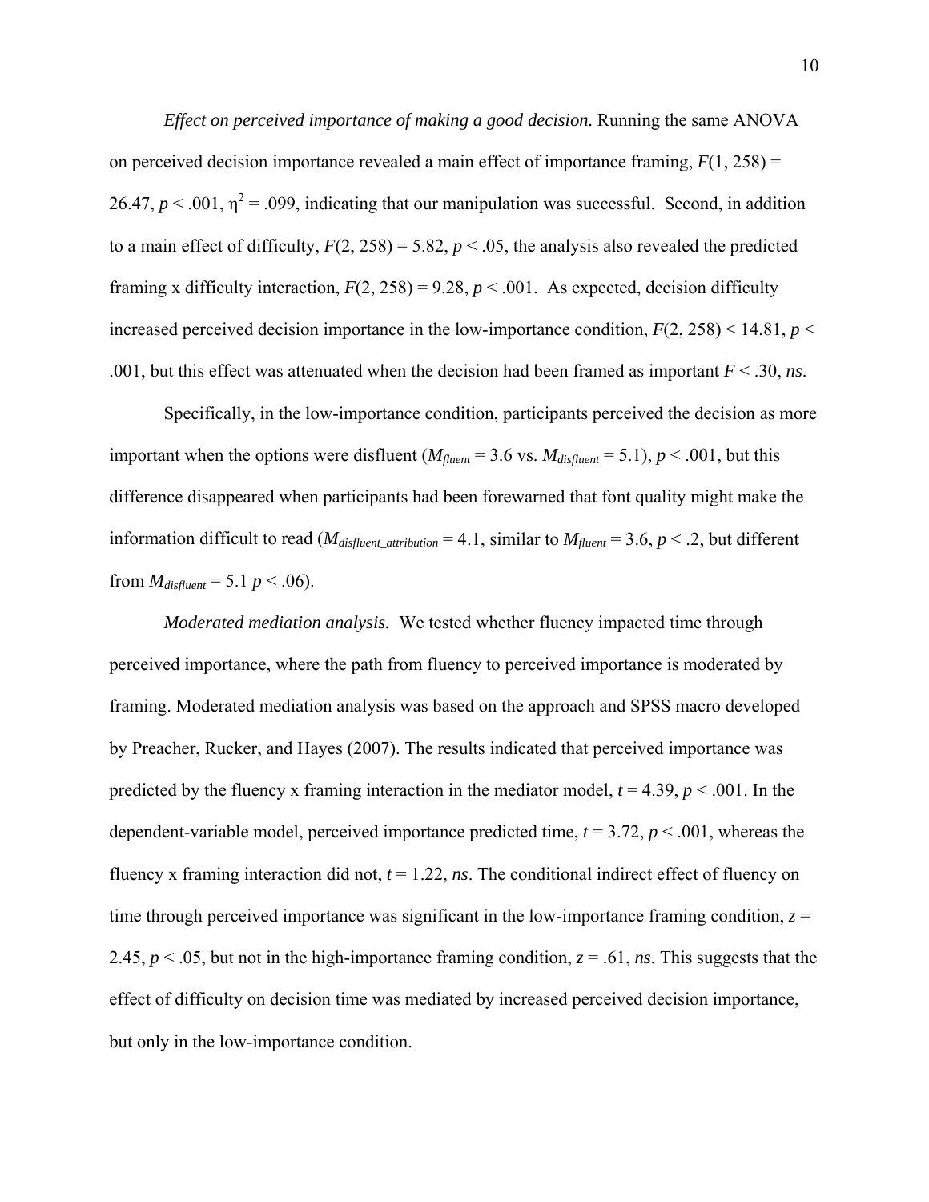*Effect on perceived importance of making a good decision.* Running the same ANOVA on perceived decision importance revealed a main effect of importance framing, $F(1, 258) = 26.47$, $p < .001$, $\eta^2 = .099$, indicating that our manipulation was successful. Second, in addition to a main effect of difficulty, $F(2, 258) = 5.82$, $p < .05$, the analysis also revealed the predicted framing x difficulty interaction, $F(2, 258) = 9.28$, $p < .001$. As expected, decision difficulty increased perceived decision importance in the low-importance condition, $F(2, 258) < 14.81$, $p < .001$, but this effect was attenuated when the decision had been framed as important $F < .30$, *ns*.

Specifically, in the low-importance condition, participants perceived the decision as more important when the options were disfluent ($M_{fluent} = 3.6$ vs. $M_{disfluent} = 5.1$), $p < .001$, but this difference disappeared when participants had been forewarned that font quality might make the information difficult to read ($M_{disfluent\_attribution} = 4.1$, similar to $M_{fluent} = 3.6$, $p < .2$, but different from $M_{disfluent} = 5.1$ $p < .06$).

*Moderated mediation analysis.* We tested whether fluency impacted time through perceived importance, where the path from fluency to perceived importance is moderated by framing. Moderated mediation analysis was based on the approach and SPSS macro developed by Preacher, Rucker, and Hayes (2007). The results indicated that perceived importance was predicted by the fluency x framing interaction in the mediator model, $t = 4.39$, $p < .001$. In the dependent-variable model, perceived importance predicted time, $t = 3.72$, $p < .001$, whereas the fluency x framing interaction did not, $t = 1.22$, *ns*. The conditional indirect effect of fluency on time through perceived importance was significant in the low-importance framing condition, $z = 2.45$, $p < .05$, but not in the high-importance framing condition, $z = .61$, *ns*. This suggests that the effect of difficulty on decision time was mediated by increased perceived decision importance, but only in the low-importance condition.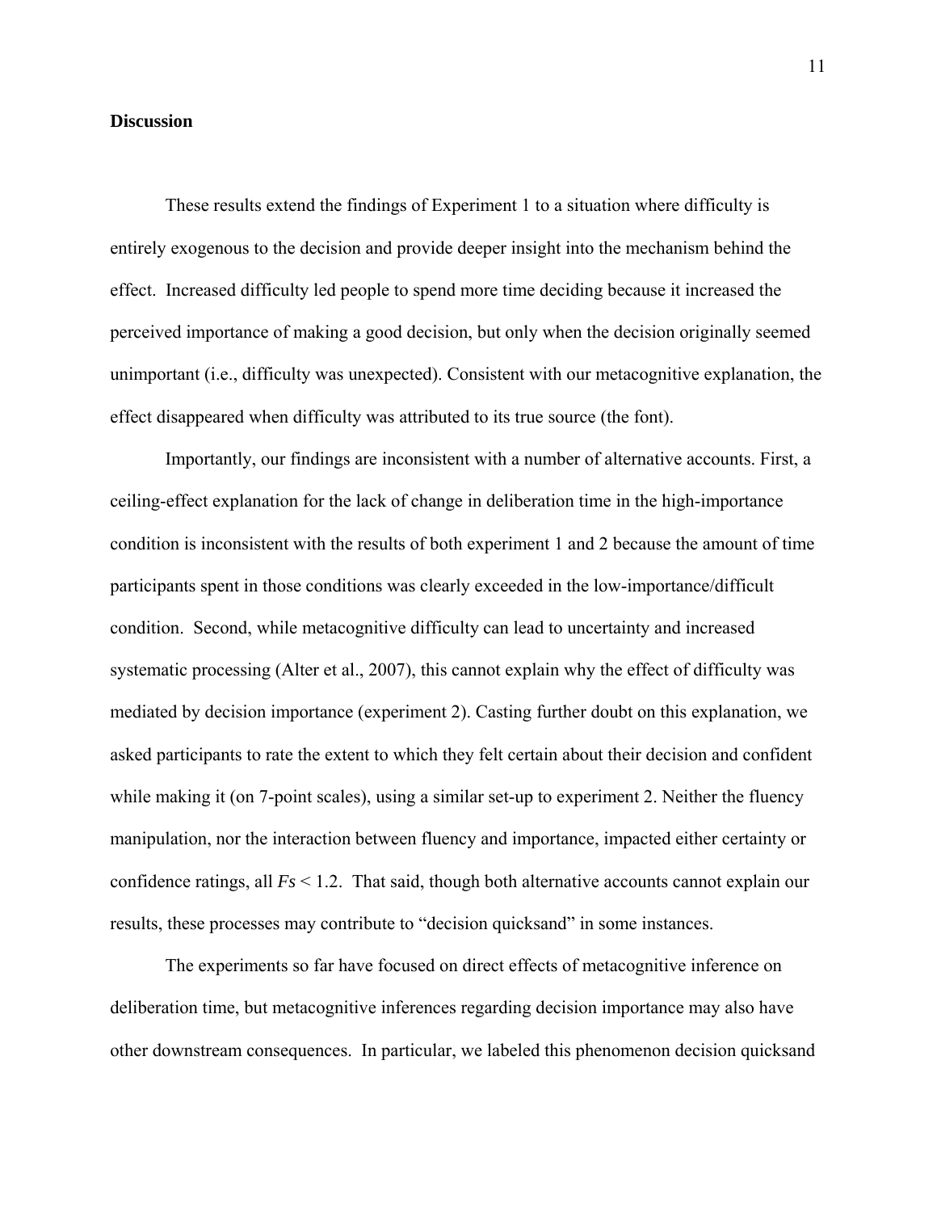**Discussion**

These results extend the findings of Experiment 1 to a situation where difficulty is entirely exogenous to the decision and provide deeper insight into the mechanism behind the effect. Increased difficulty led people to spend more time deciding because it increased the perceived importance of making a good decision, but only when the decision originally seemed unimportant (i.e., difficulty was unexpected). Consistent with our metacognitive explanation, the effect disappeared when difficulty was attributed to its true source (the font).

Importantly, our findings are inconsistent with a number of alternative accounts. First, a ceiling-effect explanation for the lack of change in deliberation time in the high-importance condition is inconsistent with the results of both experiment 1 and 2 because the amount of time participants spent in those conditions was clearly exceeded in the low-importance/difficult condition. Second, while metacognitive difficulty can lead to uncertainty and increased systematic processing (Alter et al., 2007), this cannot explain why the effect of difficulty was mediated by decision importance (experiment 2). Casting further doubt on this explanation, we asked participants to rate the extent to which they felt certain about their decision and confident while making it (on 7-point scales), using a similar set-up to experiment 2. Neither the fluency manipulation, nor the interaction between fluency and importance, impacted either certainty or confidence ratings, all $Fs < 1.2$. That said, though both alternative accounts cannot explain our results, these processes may contribute to "decision quicksand" in some instances.

The experiments so far have focused on direct effects of metacognitive inference on deliberation time, but metacognitive inferences regarding decision importance may also have other downstream consequences. In particular, we labeled this phenomenon decision quicksand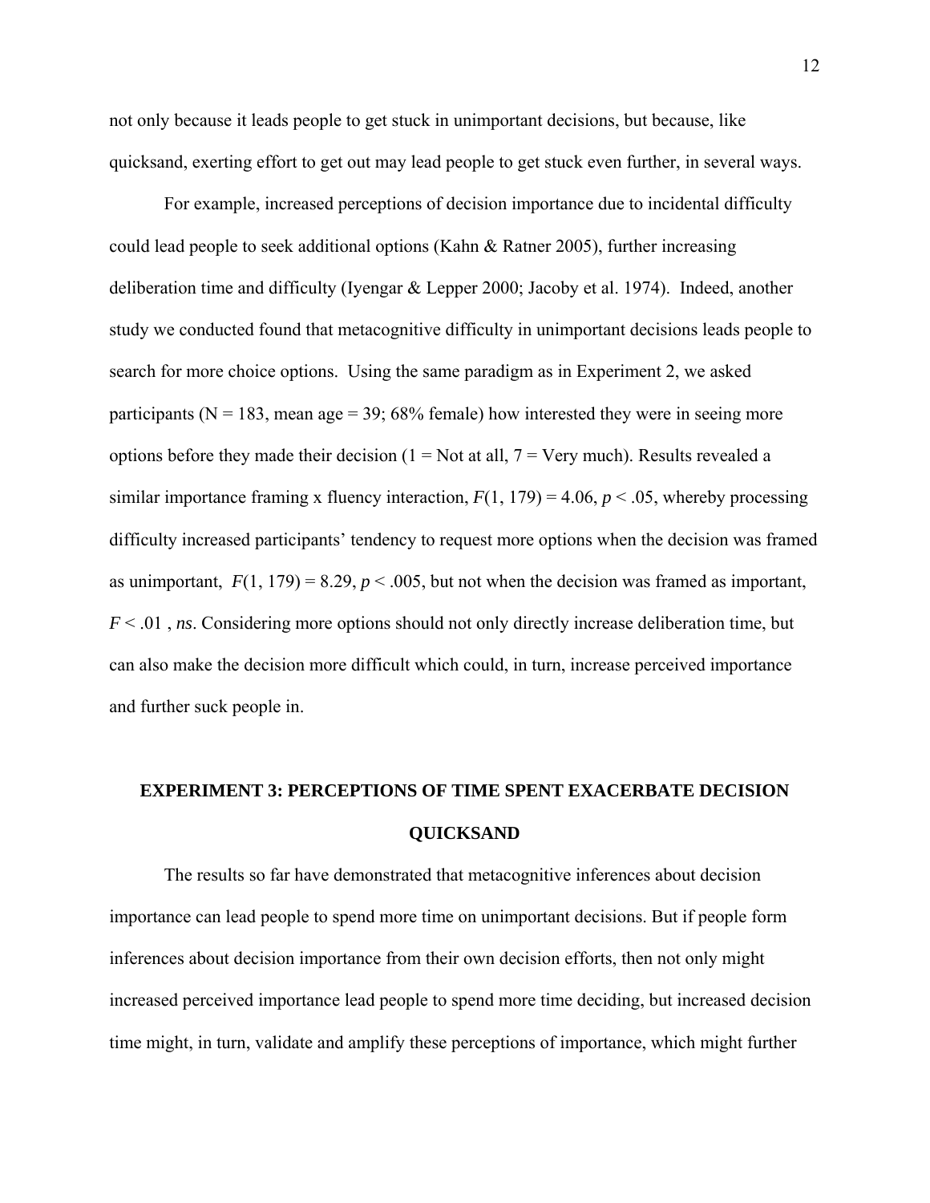not only because it leads people to get stuck in unimportant decisions, but because, like quicksand, exerting effort to get out may lead people to get stuck even further, in several ways.

For example, increased perceptions of decision importance due to incidental difficulty could lead people to seek additional options (Kahn & Ratner 2005), further increasing deliberation time and difficulty (Iyengar & Lepper 2000; Jacoby et al. 1974). Indeed, another study we conducted found that metacognitive difficulty in unimportant decisions leads people to search for more choice options. Using the same paradigm as in Experiment 2, we asked participants (N = 183, mean age = 39; 68% female) how interested they were in seeing more options before they made their decision (1 = Not at all, 7 = Very much). Results revealed a similar importance framing x fluency interaction, $F(1, 179) = 4.06$, $p < .05$, whereby processing difficulty increased participants' tendency to request more options when the decision was framed as unimportant, $F(1, 179) = 8.29$, $p < .005$, but not when the decision was framed as important, $F < .01$, *ns*. Considering more options should not only directly increase deliberation time, but can also make the decision more difficult which could, in turn, increase perceived importance and further suck people in.

## EXPERIMENT 3: PERCEPTIONS OF TIME SPENT EXACERBATE DECISION QUICKSAND

The results so far have demonstrated that metacognitive inferences about decision importance can lead people to spend more time on unimportant decisions. But if people form inferences about decision importance from their own decision efforts, then not only might increased perceived importance lead people to spend more time deciding, but increased decision time might, in turn, validate and amplify these perceptions of importance, which might further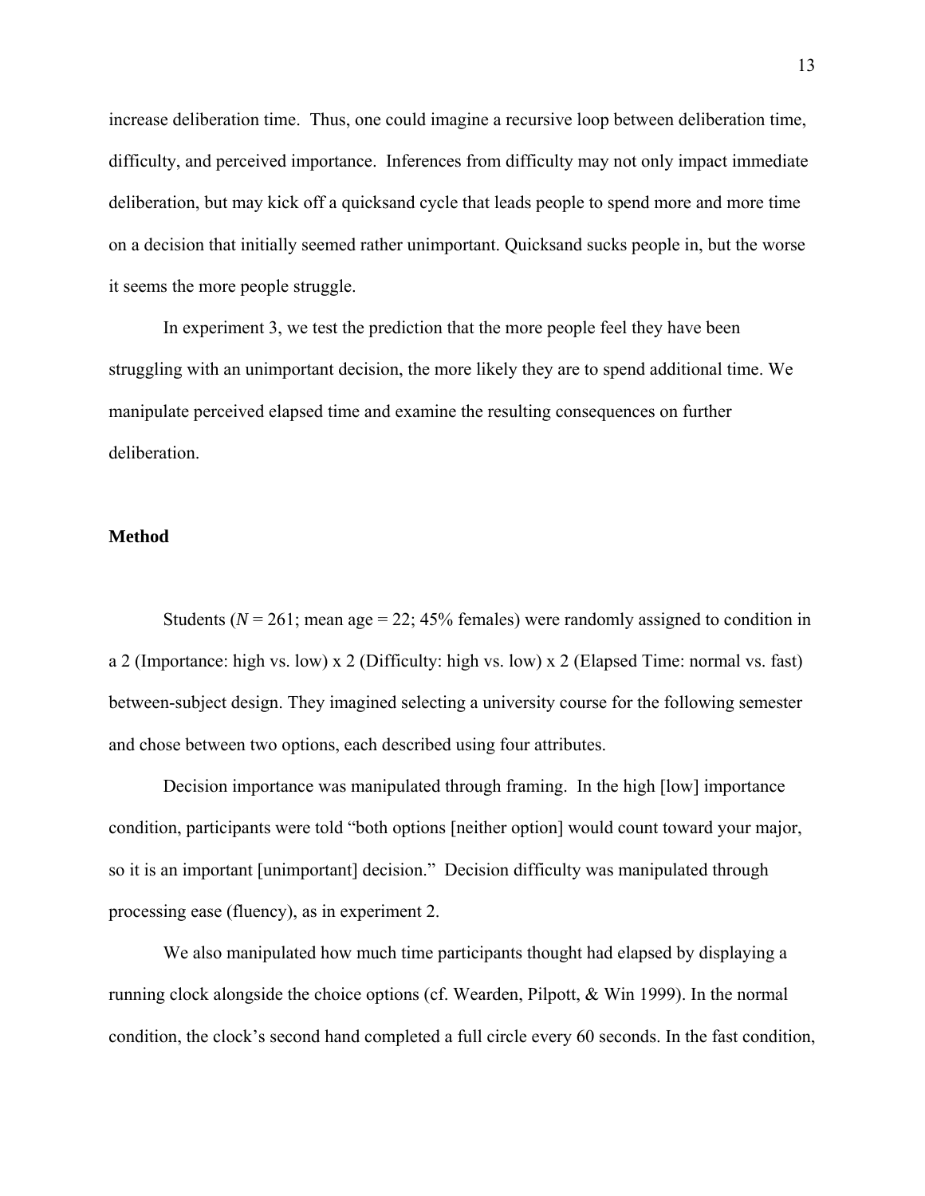increase deliberation time. Thus, one could imagine a recursive loop between deliberation time, difficulty, and perceived importance. Inferences from difficulty may not only impact immediate deliberation, but may kick off a quicksand cycle that leads people to spend more and more time on a decision that initially seemed rather unimportant. Quicksand sucks people in, but the worse it seems the more people struggle.

In experiment 3, we test the prediction that the more people feel they have been struggling with an unimportant decision, the more likely they are to spend additional time. We manipulate perceived elapsed time and examine the resulting consequences on further deliberation.

## Method

Students ($N$ = 261; mean age = 22; 45% females) were randomly assigned to condition in a 2 (Importance: high vs. low) x 2 (Difficulty: high vs. low) x 2 (Elapsed Time: normal vs. fast) between-subject design. They imagined selecting a university course for the following semester and chose between two options, each described using four attributes.

Decision importance was manipulated through framing. In the high [low] importance condition, participants were told "both options [neither option] would count toward your major, so it is an important [unimportant] decision." Decision difficulty was manipulated through processing ease (fluency), as in experiment 2.

We also manipulated how much time participants thought had elapsed by displaying a running clock alongside the choice options (cf. Wearden, Pilpott, & Win 1999). In the normal condition, the clock's second hand completed a full circle every 60 seconds. In the fast condition,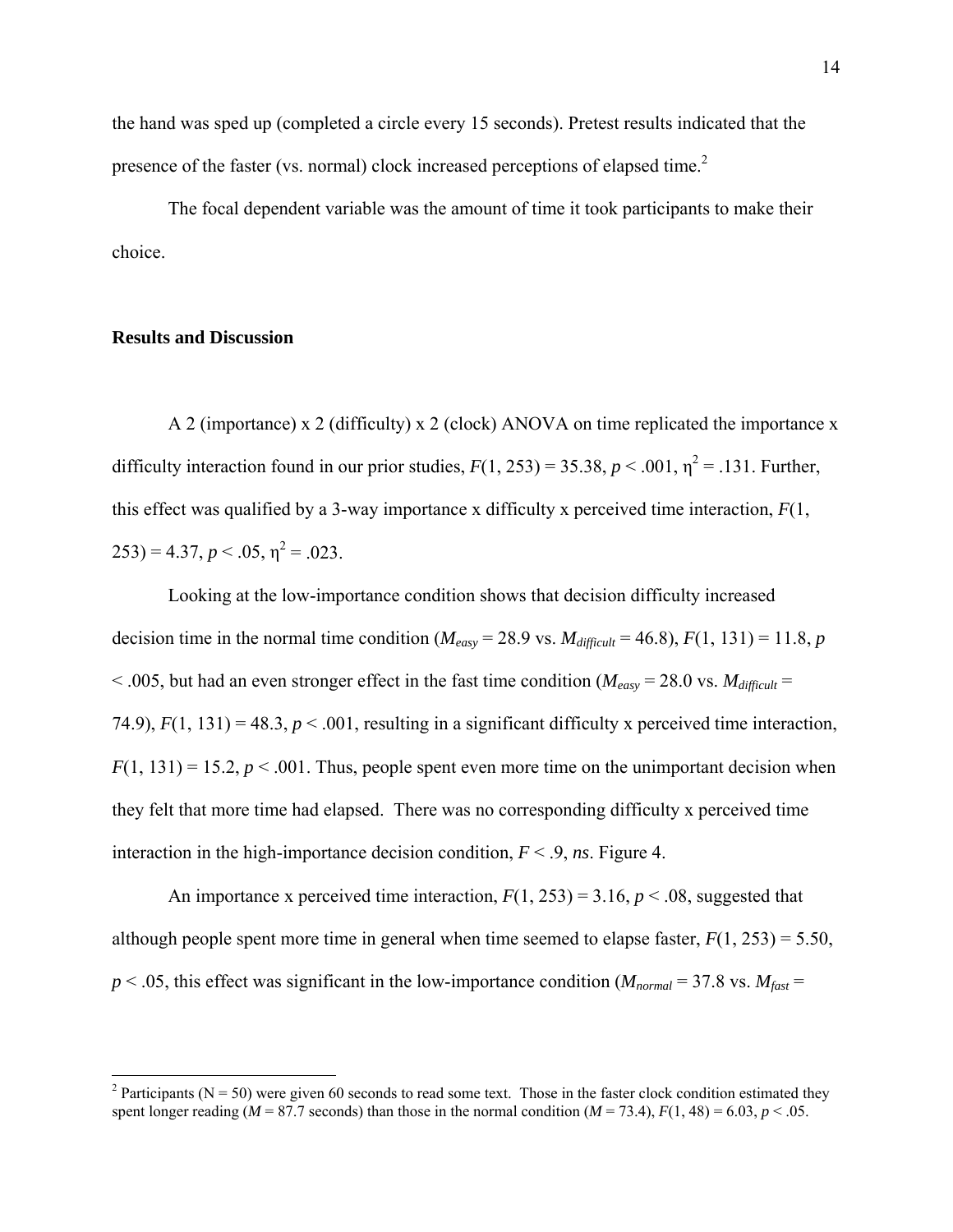the hand was sped up (completed a circle every 15 seconds). Pretest results indicated that the presence of the faster (vs. normal) clock increased perceptions of elapsed time.[2]

The focal dependent variable was the amount of time it took participants to make their choice.

## Results and Discussion

A 2 (importance) x 2 (difficulty) x 2 (clock) ANOVA on time replicated the importance x difficulty interaction found in our prior studies, $F(1, 253) = 35.38$, $p < .001$, $\eta^2 = .131$. Further, this effect was qualified by a 3-way importance x difficulty x perceived time interaction, $F(1, 253) = 4.37$, $p < .05$, $\eta^2 = .023$.

Looking at the low-importance condition shows that decision difficulty increased decision time in the normal time condition ($M_{easy} = 28.9$ vs. $M_{difficult} = 46.8$), $F(1, 131) = 11.8$, $p < .005$, but had an even stronger effect in the fast time condition ($M_{easy} = 28.0$ vs. $M_{difficult} = 74.9$), $F(1, 131) = 48.3$, $p < .001$, resulting in a significant difficulty x perceived time interaction, $F(1, 131) = 15.2$, $p < .001$. Thus, people spent even more time on the unimportant decision when they felt that more time had elapsed. There was no corresponding difficulty x perceived time interaction in the high-importance decision condition, $F < .9$, *ns*. Figure 4.

An importance x perceived time interaction, $F(1, 253) = 3.16$, $p < .08$, suggested that although people spent more time in general when time seemed to elapse faster, $F(1, 253) = 5.50$, $p < .05$, this effect was significant in the low-importance condition ($M_{normal} = 37.8$ vs. $M_{fast} =$

[2] Participants (N = 50) were given 60 seconds to read some text. Those in the faster clock condition estimated they spent longer reading ($M = 87.7$ seconds) than those in the normal condition ($M = 73.4$), $F(1, 48) = 6.03$, $p < .05$.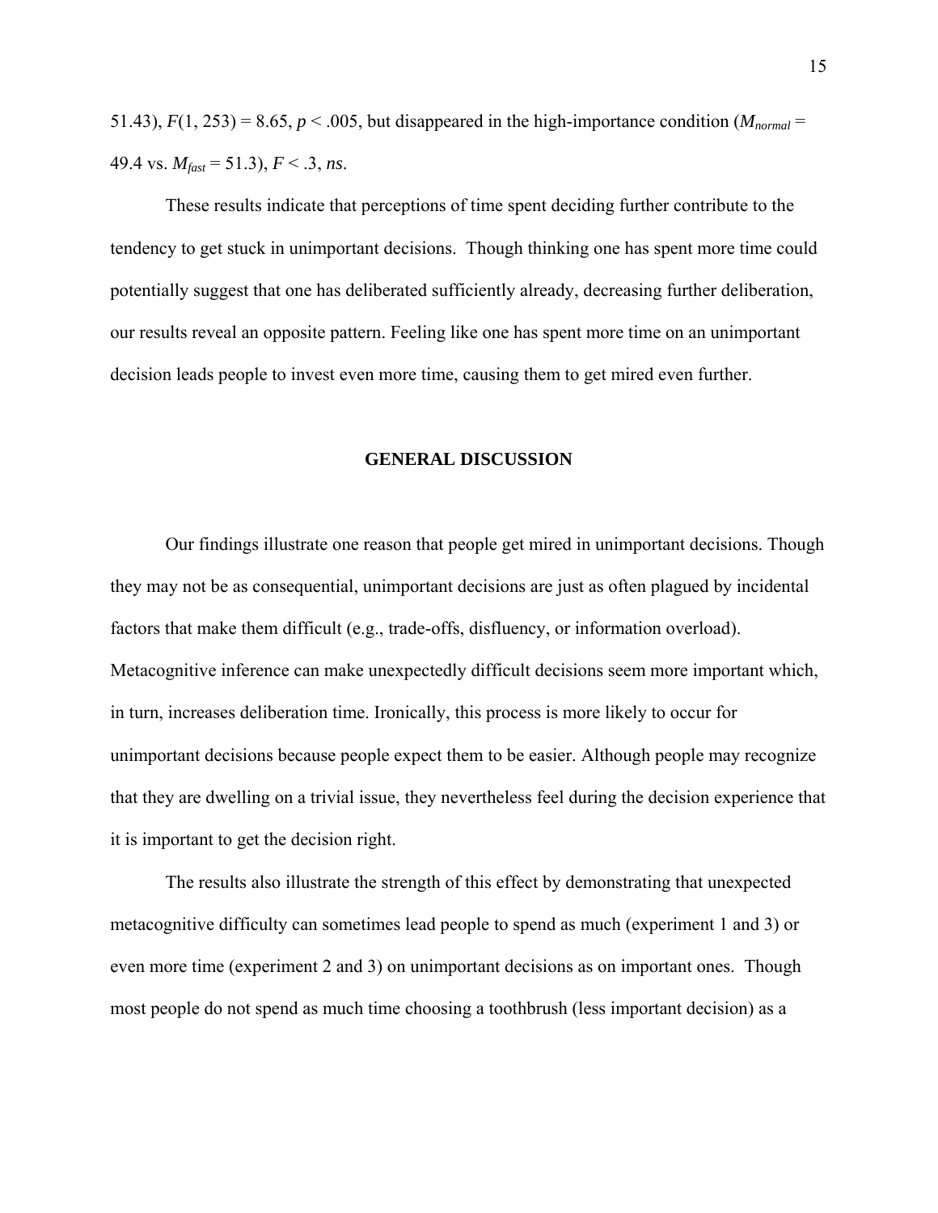51.43), $F(1, 253) = 8.65$, $p < .005$, but disappeared in the high-importance condition ($M_{normal} = 49.4$ vs. $M_{fast} = 51.3$), $F < .3$, *ns*.

These results indicate that perceptions of time spent deciding further contribute to the tendency to get stuck in unimportant decisions. Though thinking one has spent more time could potentially suggest that one has deliberated sufficiently already, decreasing further deliberation, our results reveal an opposite pattern. Feeling like one has spent more time on an unimportant decision leads people to invest even more time, causing them to get mired even further.

## GENERAL DISCUSSION

Our findings illustrate one reason that people get mired in unimportant decisions. Though they may not be as consequential, unimportant decisions are just as often plagued by incidental factors that make them difficult (e.g., trade-offs, disfluency, or information overload). Metacognitive inference can make unexpectedly difficult decisions seem more important which, in turn, increases deliberation time. Ironically, this process is more likely to occur for unimportant decisions because people expect them to be easier. Although people may recognize that they are dwelling on a trivial issue, they nevertheless feel during the decision experience that it is important to get the decision right.

The results also illustrate the strength of this effect by demonstrating that unexpected metacognitive difficulty can sometimes lead people to spend as much (experiment 1 and 3) or even more time (experiment 2 and 3) on unimportant decisions as on important ones. Though most people do not spend as much time choosing a toothbrush (less important decision) as a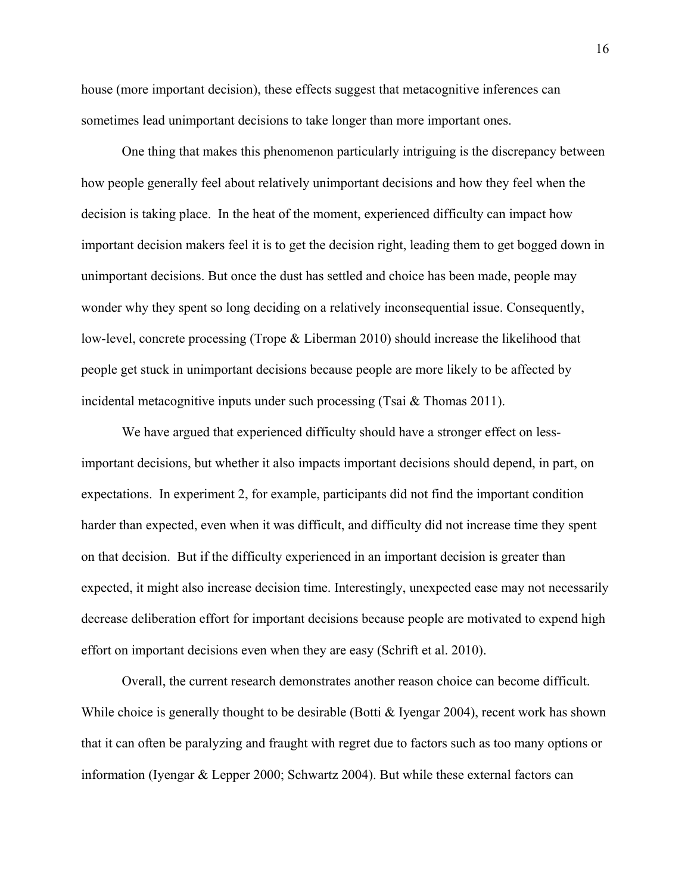house (more important decision), these effects suggest that metacognitive inferences can sometimes lead unimportant decisions to take longer than more important ones.

One thing that makes this phenomenon particularly intriguing is the discrepancy between how people generally feel about relatively unimportant decisions and how they feel when the decision is taking place. In the heat of the moment, experienced difficulty can impact how important decision makers feel it is to get the decision right, leading them to get bogged down in unimportant decisions. But once the dust has settled and choice has been made, people may wonder why they spent so long deciding on a relatively inconsequential issue. Consequently, low-level, concrete processing (Trope & Liberman 2010) should increase the likelihood that people get stuck in unimportant decisions because people are more likely to be affected by incidental metacognitive inputs under such processing (Tsai & Thomas 2011).

We have argued that experienced difficulty should have a stronger effect on less-important decisions, but whether it also impacts important decisions should depend, in part, on expectations. In experiment 2, for example, participants did not find the important condition harder than expected, even when it was difficult, and difficulty did not increase time they spent on that decision. But if the difficulty experienced in an important decision is greater than expected, it might also increase decision time. Interestingly, unexpected ease may not necessarily decrease deliberation effort for important decisions because people are motivated to expend high effort on important decisions even when they are easy (Schrift et al. 2010).

Overall, the current research demonstrates another reason choice can become difficult. While choice is generally thought to be desirable (Botti & Iyengar 2004), recent work has shown that it can often be paralyzing and fraught with regret due to factors such as too many options or information (Iyengar & Lepper 2000; Schwartz 2004). But while these external factors can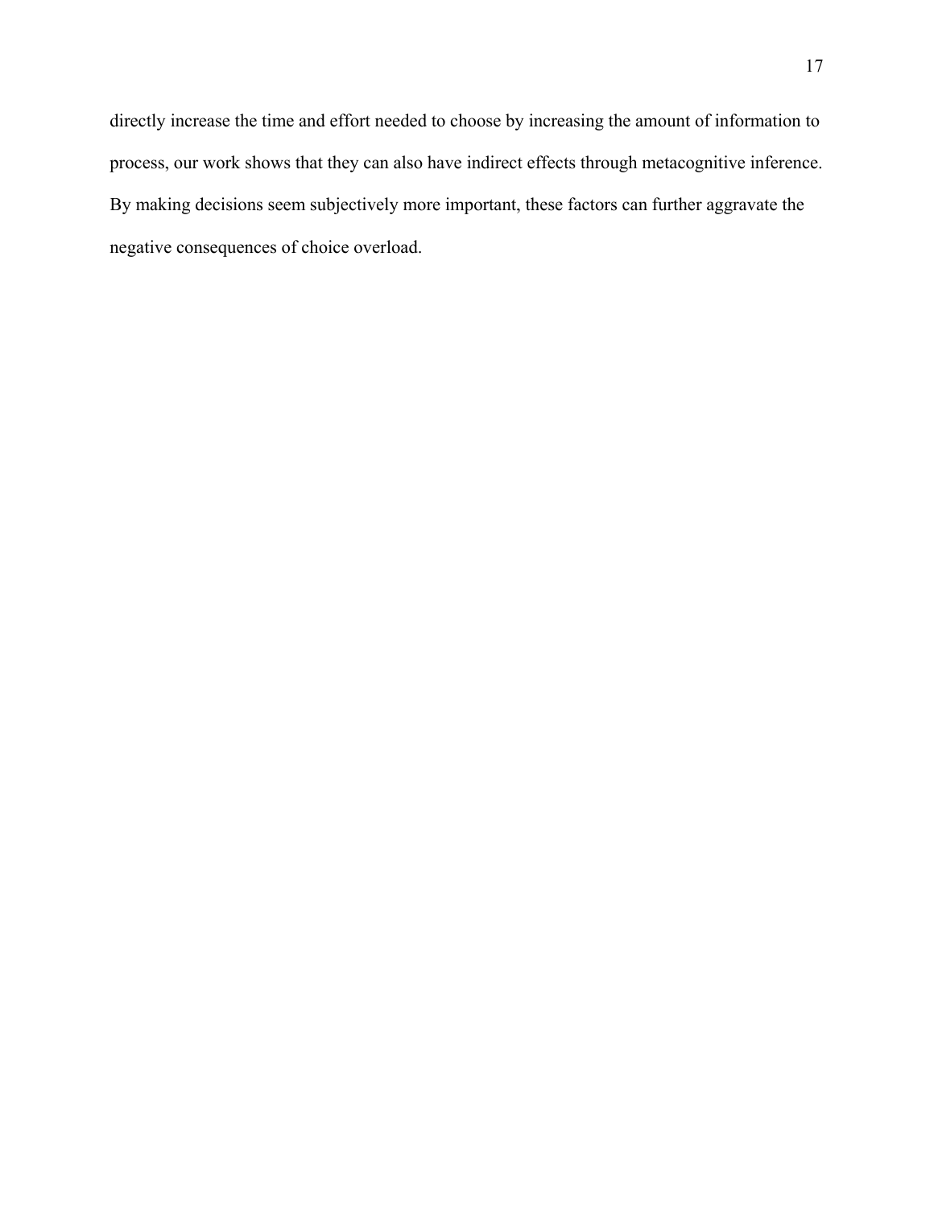directly increase the time and effort needed to choose by increasing the amount of information to process, our work shows that they can also have indirect effects through metacognitive inference. By making decisions seem subjectively more important, these factors can further aggravate the negative consequences of choice overload.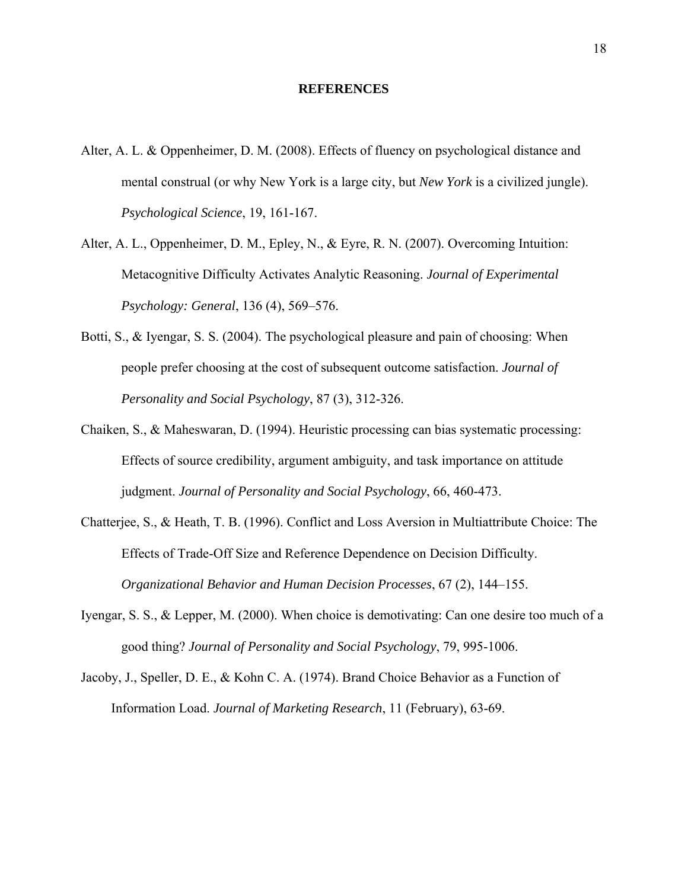## REFERENCES

Alter, A. L. & Oppenheimer, D. M. (2008). Effects of fluency on psychological distance and mental construal (or why New York is a large city, but *New York* is a civilized jungle). *Psychological Science*, 19, 161-167.

Alter, A. L., Oppenheimer, D. M., Epley, N., & Eyre, R. N. (2007). Overcoming Intuition: Metacognitive Difficulty Activates Analytic Reasoning. *Journal of Experimental Psychology: General*, 136 (4), 569–576.

Botti, S., & Iyengar, S. S. (2004). The psychological pleasure and pain of choosing: When people prefer choosing at the cost of subsequent outcome satisfaction. *Journal of Personality and Social Psychology*, 87 (3), 312-326.

Chaiken, S., & Maheswaran, D. (1994). Heuristic processing can bias systematic processing: Effects of source credibility, argument ambiguity, and task importance on attitude judgment. *Journal of Personality and Social Psychology*, 66, 460-473.

Chatterjee, S., & Heath, T. B. (1996). Conflict and Loss Aversion in Multiattribute Choice: The Effects of Trade-Off Size and Reference Dependence on Decision Difficulty. *Organizational Behavior and Human Decision Processes*, 67 (2), 144–155.

Iyengar, S. S., & Lepper, M. (2000). When choice is demotivating: Can one desire too much of a good thing? *Journal of Personality and Social Psychology*, 79, 995-1006.

Jacoby, J., Speller, D. E., & Kohn C. A. (1974). Brand Choice Behavior as a Function of Information Load. *Journal of Marketing Research*, 11 (February), 63-69.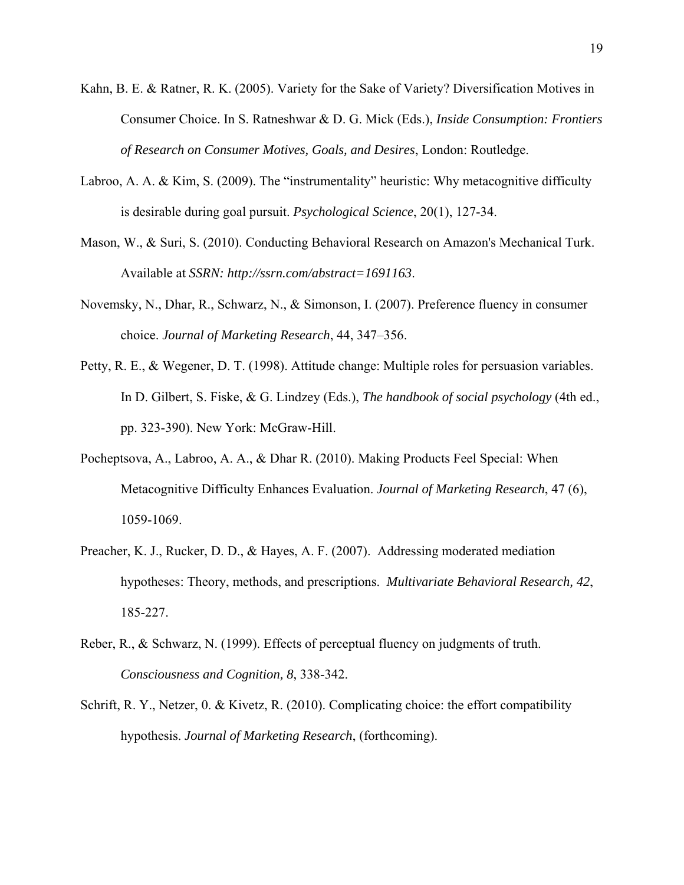Kahn, B. E. & Ratner, R. K. (2005). Variety for the Sake of Variety? Diversification Motives in Consumer Choice. In S. Ratneshwar & D. G. Mick (Eds.), *Inside Consumption: Frontiers of Research on Consumer Motives, Goals, and Desires*, London: Routledge.

Labroo, A. A. & Kim, S. (2009). The "instrumentality" heuristic: Why metacognitive difficulty is desirable during goal pursuit. *Psychological Science*, 20(1), 127-34.

Mason, W., & Suri, S. (2010). Conducting Behavioral Research on Amazon's Mechanical Turk. Available at *SSRN: http://ssrn.com/abstract=1691163*.

Novemsky, N., Dhar, R., Schwarz, N., & Simonson, I. (2007). Preference fluency in consumer choice. *Journal of Marketing Research*, 44, 347–356.

Petty, R. E., & Wegener, D. T. (1998). Attitude change: Multiple roles for persuasion variables. In D. Gilbert, S. Fiske, & G. Lindzey (Eds.), *The handbook of social psychology* (4th ed., pp. 323-390). New York: McGraw-Hill.

Pocheptsova, A., Labroo, A. A., & Dhar R. (2010). Making Products Feel Special: When Metacognitive Difficulty Enhances Evaluation. *Journal of Marketing Research*, 47 (6), 1059-1069.

Preacher, K. J., Rucker, D. D., & Hayes, A. F. (2007). Addressing moderated mediation hypotheses: Theory, methods, and prescriptions. *Multivariate Behavioral Research, 42*, 185-227.

Reber, R., & Schwarz, N. (1999). Effects of perceptual fluency on judgments of truth. *Consciousness and Cognition, 8*, 338-342.

Schrift, R. Y., Netzer, 0. & Kivetz, R. (2010). Complicating choice: the effort compatibility hypothesis. *Journal of Marketing Research*, (forthcoming).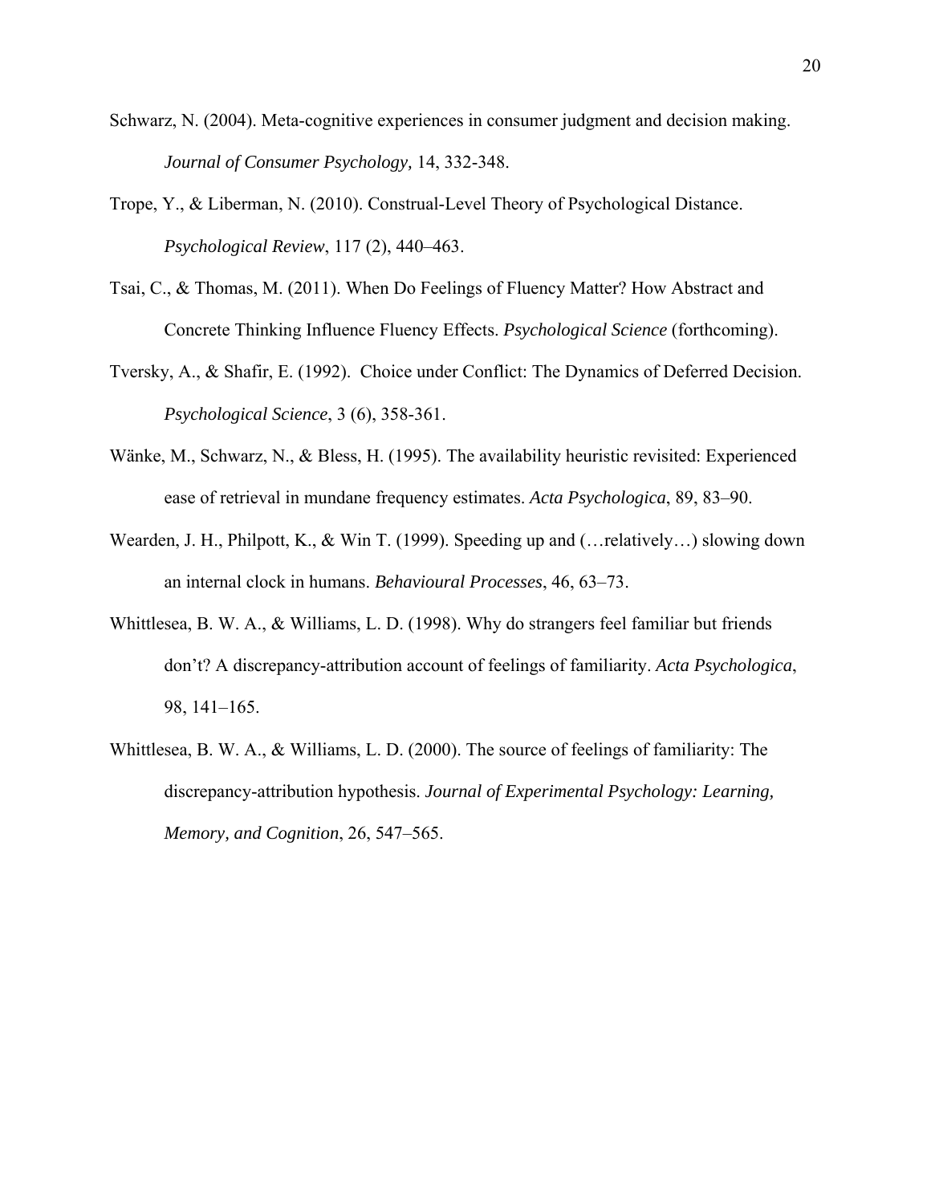Schwarz, N. (2004). Meta-cognitive experiences in consumer judgment and decision making. *Journal of Consumer Psychology,* 14, 332-348.

Trope, Y., & Liberman, N. (2010). Construal-Level Theory of Psychological Distance. *Psychological Review*, 117 (2), 440–463.

Tsai, C., & Thomas, M. (2011). When Do Feelings of Fluency Matter? How Abstract and Concrete Thinking Influence Fluency Effects. *Psychological Science* (forthcoming).

Tversky, A., & Shafir, E. (1992). Choice under Conflict: The Dynamics of Deferred Decision. *Psychological Science*, 3 (6), 358-361.

Wänke, M., Schwarz, N., & Bless, H. (1995). The availability heuristic revisited: Experienced ease of retrieval in mundane frequency estimates. *Acta Psychologica*, 89, 83–90.

Wearden, J. H., Philpott, K., & Win T. (1999). Speeding up and (…relatively…) slowing down an internal clock in humans. *Behavioural Processes*, 46, 63–73.

Whittlesea, B. W. A., & Williams, L. D. (1998). Why do strangers feel familiar but friends don't? A discrepancy-attribution account of feelings of familiarity. *Acta Psychologica*, 98, 141–165.

Whittlesea, B. W. A., & Williams, L. D. (2000). The source of feelings of familiarity: The discrepancy-attribution hypothesis. *Journal of Experimental Psychology: Learning, Memory, and Cognition*, 26, 547–565.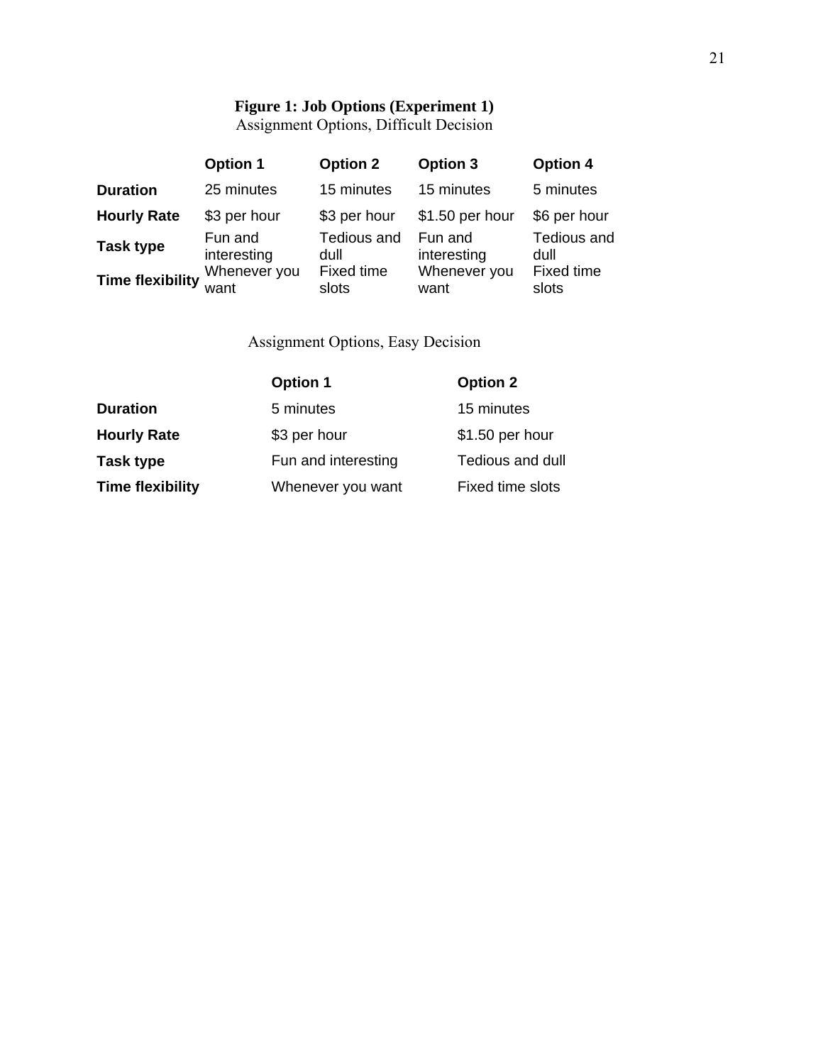**Figure 1: Job Options (Experiment 1)**

Assignment Options, Difficult Decision

| | Option 1 | Option 2 | Option 3 | Option 4 |
|---|---|---|---|---|
| **Duration** | 25 minutes | 15 minutes | 15 minutes | 5 minutes |
| **Hourly Rate** | $3 per hour | $3 per hour | $1.50 per hour | $6 per hour |
| **Task type** | Fun and interesting | Tedious and dull | Fun and interesting | Tedious and dull |
| **Time flexibility** | Whenever you want | Fixed time slots | Whenever you want | Fixed time slots |

Assignment Options, Easy Decision

| | Option 1 | Option 2 |
|---|---|---|
| **Duration** | 5 minutes | 15 minutes |
| **Hourly Rate** | $3 per hour | $1.50 per hour |
| **Task type** | Fun and interesting | Tedious and dull |
| **Time flexibility** | Whenever you want | Fixed time slots |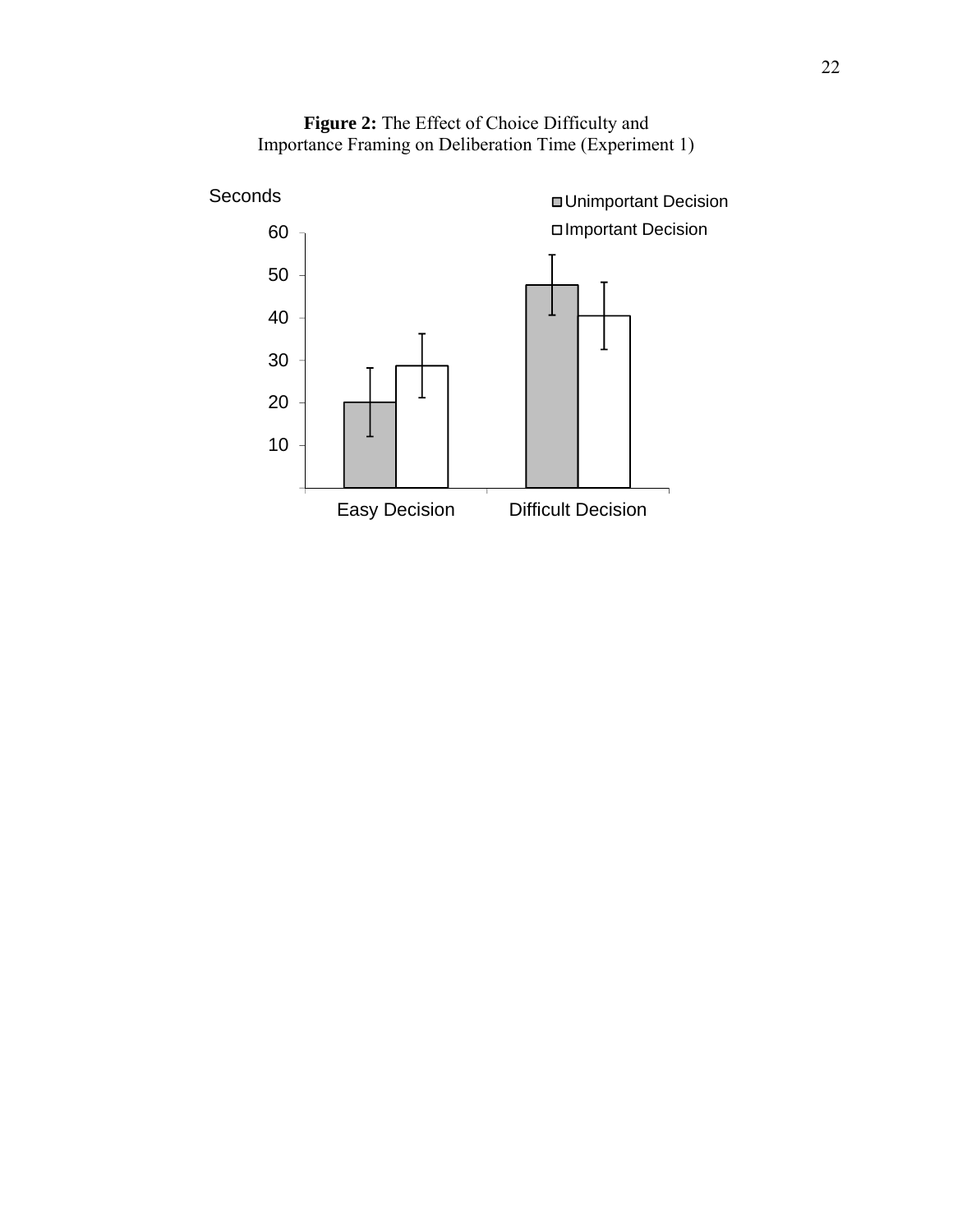**Figure 2:** The Effect of Choice Difficulty and Importance Framing on Deliberation Time (Experiment 1)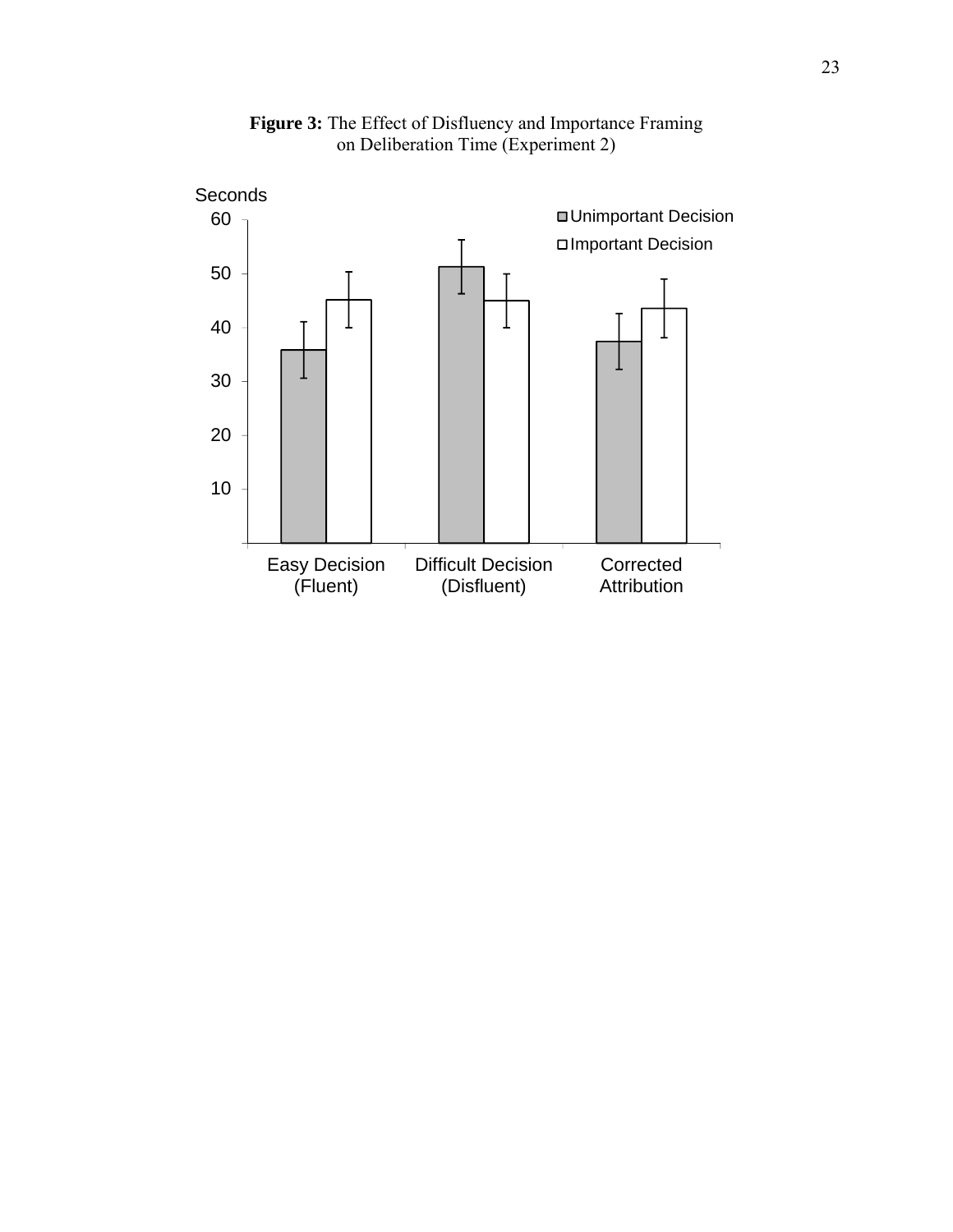**Figure 3:** The Effect of Disfluency and Importance Framing on Deliberation Time (Experiment 2)

Seconds

60

50

40

30

20

10

Unimportant Decision

Important Decision

Easy Decision (Fluent)

Difficult Decision (Disfluent)

Corrected Attribution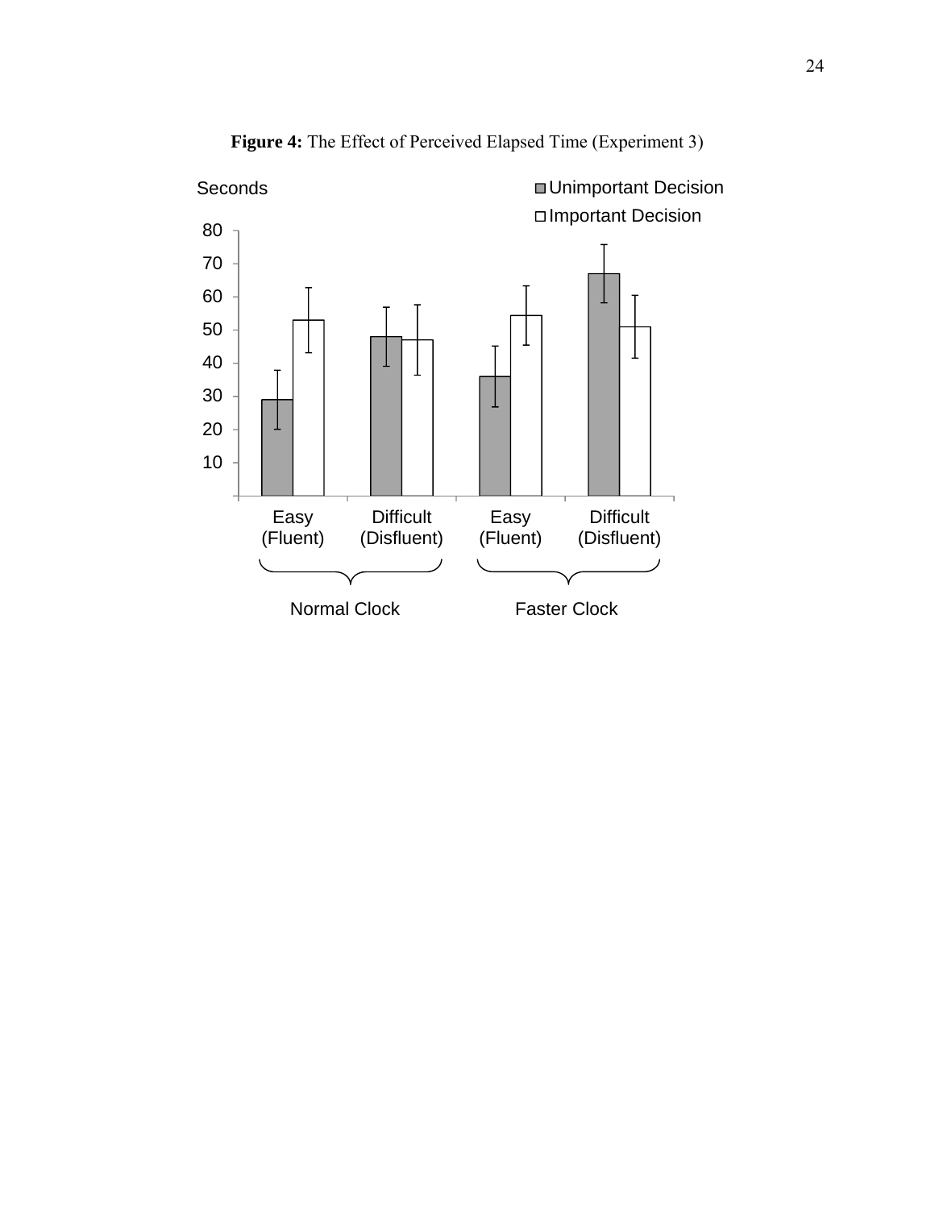**Figure 4:** The Effect of Perceived Elapsed Time (Experiment 3)

Seconds

Unimportant Decision

Important Decision

80
70
60
50
40
30
20
10

Easy (Fluent)
Difficult (Disfluent)
Easy (Fluent)
Difficult (Disfluent)

Normal Clock
Faster Clock